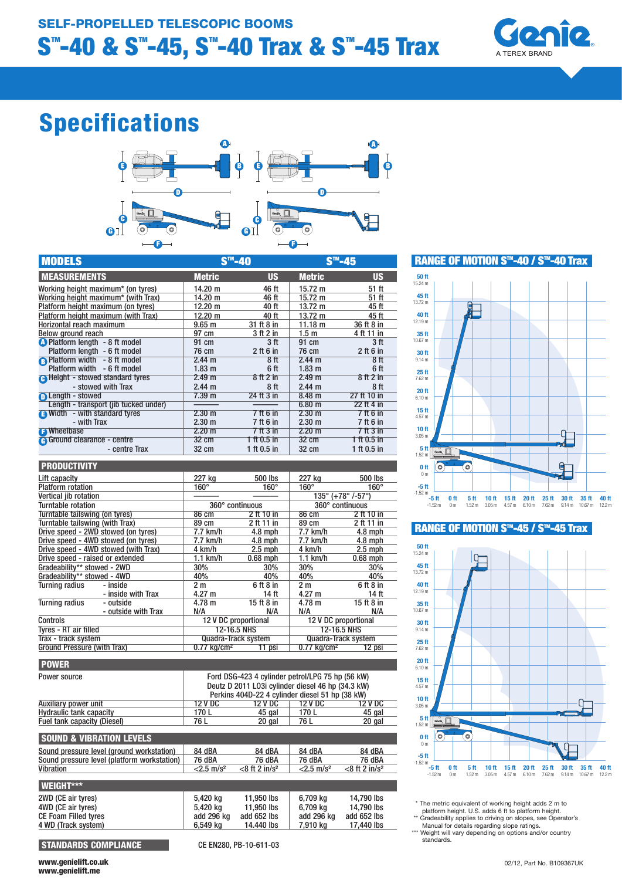# SELF-PROPELLED TELESCOPIC BOOMS

# S™-40 & S™-45, S™-40 Trax & S™-45 Trax

## Specifications

| MODELS | S™-40 | | S™-45 | |
|---|---|---|---|---|
| **MEASUREMENTS** | **Metric** | **US** | **Metric** | **US** |
| Working height maximum* (on tyres) | 14.20 m | 46 ft | 15.72 m | 51 ft |
| Working height maximum* (with Trax) | 14.20 m | 46 ft | 15.72 m | 51 ft |
| Platform height maximum (on tyres) | 12.20 m | 40 ft | 13.72 m | 45 ft |
| Platform height maximum (with Trax) | 12.20 m | 40 ft | 13.72 m | 45 ft |
| Horizontal reach maximum | 9.65 m | 31 ft 8 in | 11.18 m | 36 ft 8 in |
| Below ground reach | 97 cm | 3 ft 2 in | 1.5 m | 4 ft 11 in |
| A Platform length - 8 ft model | 91 cm | 3 ft | 91 cm | 3 ft |
| Platform length - 6 ft model | 76 cm | 2 ft 6 in | 76 cm | 2 ft 6 in |
| B Platform width - 8 ft model | 2.44 m | 8 ft | 2.44 m | 8 ft |
| Platform width - 6 ft model | 1.83 m | 6 ft | 1.83 m | 6 ft |
| C Height - stowed standard tyres | 2.49 m | 8 ft 2 in | 2.49 m | 8 ft 2 in |
| - stowed with Trax | 2.44 m | 8 ft | 2.44 m | 8 ft |
| D Length - stowed | 7.39 m | 24 ft 3 in | 8.48 m | 27 ft 10 in |
| Length - transport (jib tucked under) | ——— | ——— | 6.80 m | 22 ft 4 in |
| E Width - with standard tyres | 2.30 m | 7 ft 6 in | 2.30 m | 7 ft 6 in |
| - with Trax | 2.30 m | 7 ft 6 in | 2.30 m | 7 ft 6 in |
| F Wheelbase | 2.20 m | 7 ft 3 in | 2.20 m | 7 ft 3 in |
| G Ground clearance - centre | 32 cm | 1 ft 0.5 in | 32 cm | 1 ft 0.5 in |
| - centre Trax | 32 cm | 1 ft 0.5 in | 32 cm | 1 ft 0.5 in |
| **PRODUCTIVITY** | | | | |
| Lift capacity | 227 kg | 500 lbs | 227 kg | 500 lbs |
| Platform rotation | 160° | 160° | 160° | 160° |
| Vertical jib rotation | ——— | ——— | 135° (+78° /-57°) | |
| Turntable rotation | 360° continuous | | 360° continuous | |
| Turntable tailswing (on tyres) | 86 cm | 2 ft 10 in | 86 cm | 2 ft 10 in |
| Turntable tailswing (with Trax) | 89 cm | 2 ft 11 in | 89 cm | 2 ft 11 in |
| Drive speed - 2WD stowed (on tyres) | 7.7 km/h | 4.8 mph | 7.7 km/h | 4.8 mph |
| Drive speed - 4WD stowed (on tyres) | 7.7 km/h | 4.8 mph | 7.7 km/h | 4.8 mph |
| Drive speed - 4WD stowed (with Trax) | 4 km/h | 2.5 mph | 4 km/h | 2.5 mph |
| Drive speed - raised or extended | 1.1 km/h | 0.68 mph | 1.1 km/h | 0.68 mph |
| Gradeability** stowed - 2WD | 30% | 30% | 30% | 30% |
| Gradeability** stowed - 4WD | 40% | 40% | 40% | 40% |
| Turning radius - inside | 2 m | 6 ft 8 in | 2 m | 6 ft 8 in |
| - inside with Trax | 4.27 m | 14 ft | 4.27 m | 14 ft |
| Turning radius - outside | 4.78 m | 15 ft 8 in | 4.78 m | 15 ft 8 in |
| - outside with Trax | N/A | N/A | N/A | N/A |
| Controls | 12 V DC proportional | | 12 V DC proportional | |
| Tyres - RT air filled | 12-16.5 NHS | | 12-16.5 NHS | |
| Trax - track system | Quadra-Track system | | Quadra-Track system | |
| Ground Pressure (with Trax) | 0.77 kg/cm² | 11 psi | 0.77 kg/cm² | 12 psi |
| **POWER** | | | | |
| Power source | Ford DSG-423 4 cylinder petrol/LPG 75 hp (56 kW)<br>Deutz D 2011 L03i cylinder diesel 46 hp (34.3 kW)<br>Perkins 404D-22 4 cylinder diesel 51 hp (38 kW) | | | |
| Auxiliary power unit | 12 V DC | 12 V DC | 12 V DC | 12 V DC |
| Hydraulic tank capacity | 170 L | 45 gal | 170 L | 45 gal |
| Fuel tank capacity (Diesel) | 76 L | 20 gal | 76 L | 20 gal |
| **SOUND & VIBRATION LEVELS** | | | | |
| Sound pressure level (ground workstation) | 84 dBA | 84 dBA | 84 dBA | 84 dBA |
| Sound pressure level (platform workstation) | 76 dBA | 76 dBA | 76 dBA | 76 dBA |
| Vibration | <2.5 m/s² | <8 ft 2 in/s² | <2.5 m/s² | <8 ft 2 in/s² |
| **WEIGHT*** ** | | | | |
| 2WD (CE air tyres) | 5,420 kg | 11,950 lbs | 6,709 kg | 14,790 lbs |
| 4WD (CE air tyres) | 5,420 kg | 11,950 lbs | 6,709 kg | 14,790 lbs |
| CE Foam Filled tyres | add 296 kg | add 652 lbs | add 296 kg | add 652 lbs |
| 4 WD (Track system) | 6,549 kg | 14,440 lbs | 7,910 kg | 17,440 lbs |

**STANDARDS COMPLIANCE** CE EN280, PB-10-611-03

### RANGE OF MOTION S™-40 / S™-40 Trax

### RANGE OF MOTION S™-45 / S™-45 Trax

\* The metric equivalent of working height adds 2 m to platform height. U.S. adds 6 ft to platform height.
\** Gradeability applies to driving on slopes, see Operator's Manual for details regarding slope ratings.
\*** Weight will vary depending on options and/or country standards.

www.genielift.co.uk
www.genielift.me

02/12, Part No. B109367UK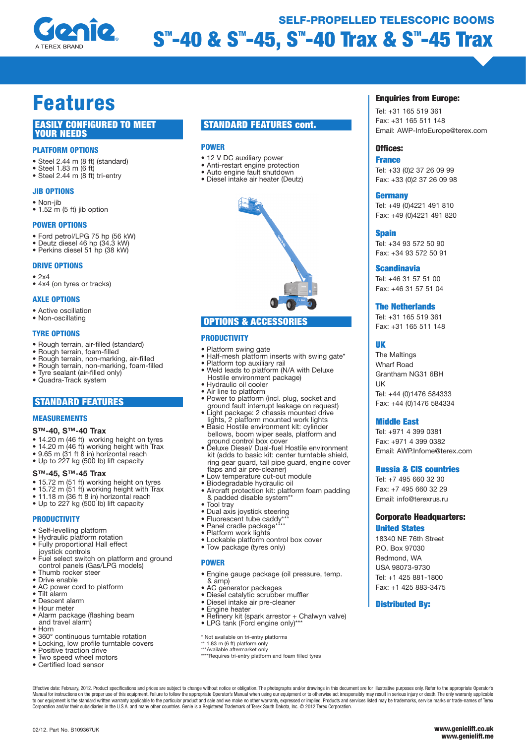# SELF-PROPELLED TELESCOPIC BOOMS

# S™-40 & S™-45, S™-40 Trax & S™-45 Trax

# Features

## EASILY CONFIGURED TO MEET YOUR NEEDS

### PLATFORM OPTIONS

- Steel 2.44 m (8 ft) (standard)
- Steel 1.83 m (6 ft)
- Steel 2.44 m (8 ft) tri-entry

### JIB OPTIONS

- Non-jib
- 1.52 m (5 ft) jib option

### POWER OPTIONS

- Ford petrol/LPG 75 hp (56 kW)
- Deutz diesel 46 hp (34.3 kW)
- Perkins diesel 51 hp (38 kW)

### DRIVE OPTIONS

- 2x4
- 4x4 (on tyres or tracks)

### AXLE OPTIONS

- Active oscillation
- Non-oscillating

### TYRE OPTIONS

- Rough terrain, air-filled (standard)
- Rough terrain, foam-filled
- Rough terrain, non-marking, air-filled
- Rough terrain, non-marking, foam-filled
- Tyre sealant (air-filled only)
- Quadra-Track system

## STANDARD FEATURES

### MEASUREMENTS

**S™-40, S™-40 Trax**

- 14.20 m (46 ft) working height on tyres
- 14.20 m (46 ft) working height with Trax
- 9.65 m (31 ft 8 in) horizontal reach
- Up to 227 kg (500 lb) lift capacity

**S™-45, S™-45 Trax**

- 15.72 m (51 ft) working height on tyres
- 15.72 m (51 ft) working height with Trax
- 11.18 m (36 ft 8 in) horizontal reach
- Up to 227 kg (500 lb) lift capacity

### PRODUCTIVITY

- Self-levelling platform
- Hydraulic platform rotation
- Fully proportional Hall effect joystick controls
- Fuel select switch on platform and ground control panels (Gas/LPG models)
- Thumb rocker steer
- Drive enable
- AC power cord to platform
- Tilt alarm
- Descent alarm
- Hour meter
- Alarm package (flashing beam and travel alarm)
- Horn
- 360° continuous turntable rotation
- Locking, low profile turntable covers
- Positive traction drive
- Two speed wheel motors
- Certified load sensor

## STANDARD FEATURES cont.

### POWER

- 12 V DC auxiliary power
- Anti-restart engine protection
- Auto engine fault shutdown
- Diesel intake air heater (Deutz)

## OPTIONS & ACCESSORIES

### PRODUCTIVITY

- Platform swing gate
- Half-mesh platform inserts with swing gate*
- Platform top auxiliary rail
- Weld leads to platform (N/A with Deluxe Hostile environment package)
- Hydraulic oil cooler
- Air line to platform
- Power to platform (incl. plug, socket and ground fault interrupt leakage on request)
- Light package: 2 chassis mounted drive lights, 2 platform mounted work lights
- Basic Hostile environment kit: cylinder bellows, boom wiper seals, platform and ground control box cover
- Deluxe Diesel/ Dual-fuel Hostile environment kit (adds to basic kit: center turntable shield, ring gear guard, tail pipe guard, engine cover flaps and air pre-cleaner)
- Low temperature cut-out module
- Biodegradable hydraulic oil
- Aircraft protection kit: platform foam padding & padded disable system**
- Tool tray
- Dual axis joystick steering
- Fluorescent tube caddy***
- Panel cradle package****
- Platform work lights
- Lockable platform control box cover
- Tow package (tyres only)

### POWER

- Engine gauge package (oil pressure, temp. & amp)
- AC generator packages
- Diesel catalytic scrubber muffler
- Diesel intake air pre-cleaner
- Engine heater
- Refinery kit (spark arrestor + Chalwyn valve)
- LPG tank (Ford engine only)***

\* Not available on tri-entry platforms
\** 1.83 m (6 ft) platform only
\***Available aftermarket only
\****Requires tri-entry platform and foam filled tyres

## Enquiries from Europe:

Tel: +31 165 519 361
Fax: +31 165 511 148
Email: AWP-InfoEurope@terex.com

## Offices:

### France

Tel: +33 (0)2 37 26 09 99
Fax: +33 (0)2 37 26 09 98

### Germany

Tel: +49 (0)4221 491 810
Fax: +49 (0)4221 491 820

### Spain

Tel: +34 93 572 50 90
Fax: +34 93 572 50 91

### Scandinavia

Tel: +46 31 57 51 00
Fax: +46 31 57 51 04

### The Netherlands

Tel: +31 165 519 361
Fax: +31 165 511 148

### UK

The Maltings
Wharf Road
Grantham NG31 6BH
UK
Tel: +44 (0)1476 584333
Fax: +44 (0)1476 584334

### Middle East

Tel: +971 4 399 0381
Fax: +971 4 399 0382
Email: AWP.Infome@terex.com

### Russia & CIS countries

Tel: +7 495 660 32 30
Fax: +7 495 660 32 29
Email: info@terexrus.ru

## Corporate Headquarters:

### United States

18340 NE 76th Street
P.O. Box 97030
Redmond, WA
USA 98073-9730
Tel: +1 425 881-1800
Fax: +1 425 883-3475

### Distributed By:

Effective date: February, 2012. Product specifications and prices are subject to change without notice or obligation. The photographs and/or drawings in this document are for illustrative purposes only. Refer to the appropriate Operator's Manual for instructions on the proper use of this equipment. Failure to follow the appropriate Operator's Manual when using our equipment or to otherwise act irresponsibly may result in serious injury or death. The only warranty applicable to our equipment is the standard written warranty applicable to the particular product and sale and we make no other warranty, expressed or implied. Products and services listed may be trademarks, service marks or trade-names of Terex Corporation and/or their subsidiaries in the U.S.A. and many other countries. Genie is a Registered Trademark of Terex South Dakota, Inc. © 2012 Terex Corporation.

02/12. Part No. B109367UK

www.genielift.co.uk
www.genielift.me